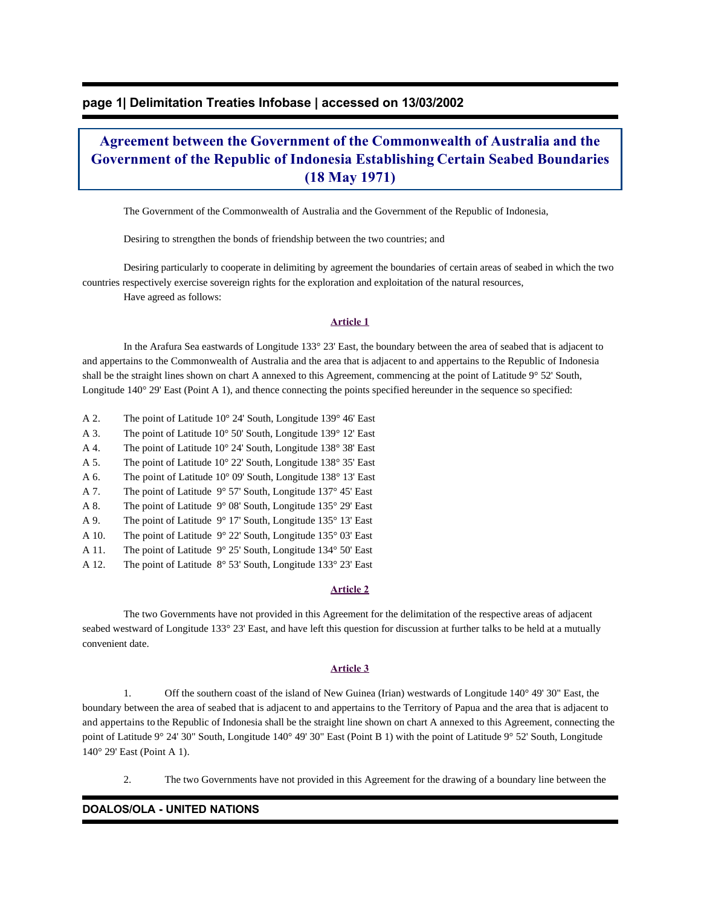# Agreement between the Government of the Commonwealth of Australia and the Government of the Republic of Indonesia Establishing Certain Seabed Boundaries (18 May 1971)

The Government of the Commonwealth of Australia and the Government of the Republic of Indonesia,

Desiring to strengthen the bonds of friendship between the two countries; and

Desiring particularly to cooperate in delimiting by agreement the boundaries of certain areas of seabed in which the two countries respectively exercise sovereign rights for the exploration and exploitation of the natural resources,

Have agreed as follows:

## Article 1

In the Arafura Sea eastwards of Longitude 133° 23' East, the boundary between the area of seabed that is adjacent to and appertains to the Commonwealth of Australia and the area that is adjacent to and appertains to the Republic of Indonesia shall be the straight lines shown on chart A annexed to this Agreement, commencing at the point of Latitude 9° 52' South, Longitude 140° 29' East (Point A 1), and thence connecting the points specified hereunder in the sequence so specified:

| | |
|---|---|
| A 2. | The point of Latitude 10° 24' South, Longitude 139° 46' East |
| A 3. | The point of Latitude 10° 50' South, Longitude 139° 12' East |
| A 4. | The point of Latitude 10° 24' South, Longitude 138° 38' East |
| A 5. | The point of Latitude 10° 22' South, Longitude 138° 35' East |
| A 6. | The point of Latitude 10° 09' South, Longitude 138° 13' East |
| A 7. | The point of Latitude 9° 57' South, Longitude 137° 45' East |
| A 8. | The point of Latitude 9° 08' South, Longitude 135° 29' East |
| A 9. | The point of Latitude 9° 17' South, Longitude 135° 13' East |
| A 10. | The point of Latitude 9° 22' South, Longitude 135° 03' East |
| A 11. | The point of Latitude 9° 25' South, Longitude 134° 50' East |
| A 12. | The point of Latitude 8° 53' South, Longitude 133° 23' East |

## Article 2

The two Governments have not provided in this Agreement for the delimitation of the respective areas of adjacent seabed westward of Longitude 133° 23' East, and have left this question for discussion at further talks to be held at a mutually convenient date.

## Article 3

1. Off the southern coast of the island of New Guinea (Irian) westwards of Longitude 140° 49' 30" East, the boundary between the area of seabed that is adjacent to and appertains to the Territory of Papua and the area that is adjacent to and appertains to the Republic of Indonesia shall be the straight line shown on chart A annexed to this Agreement, connecting the point of Latitude 9° 24' 30" South, Longitude 140° 49' 30" East (Point B 1) with the point of Latitude 9° 52' South, Longitude 140° 29' East (Point A 1).

2. The two Governments have not provided in this Agreement for the drawing of a boundary line between the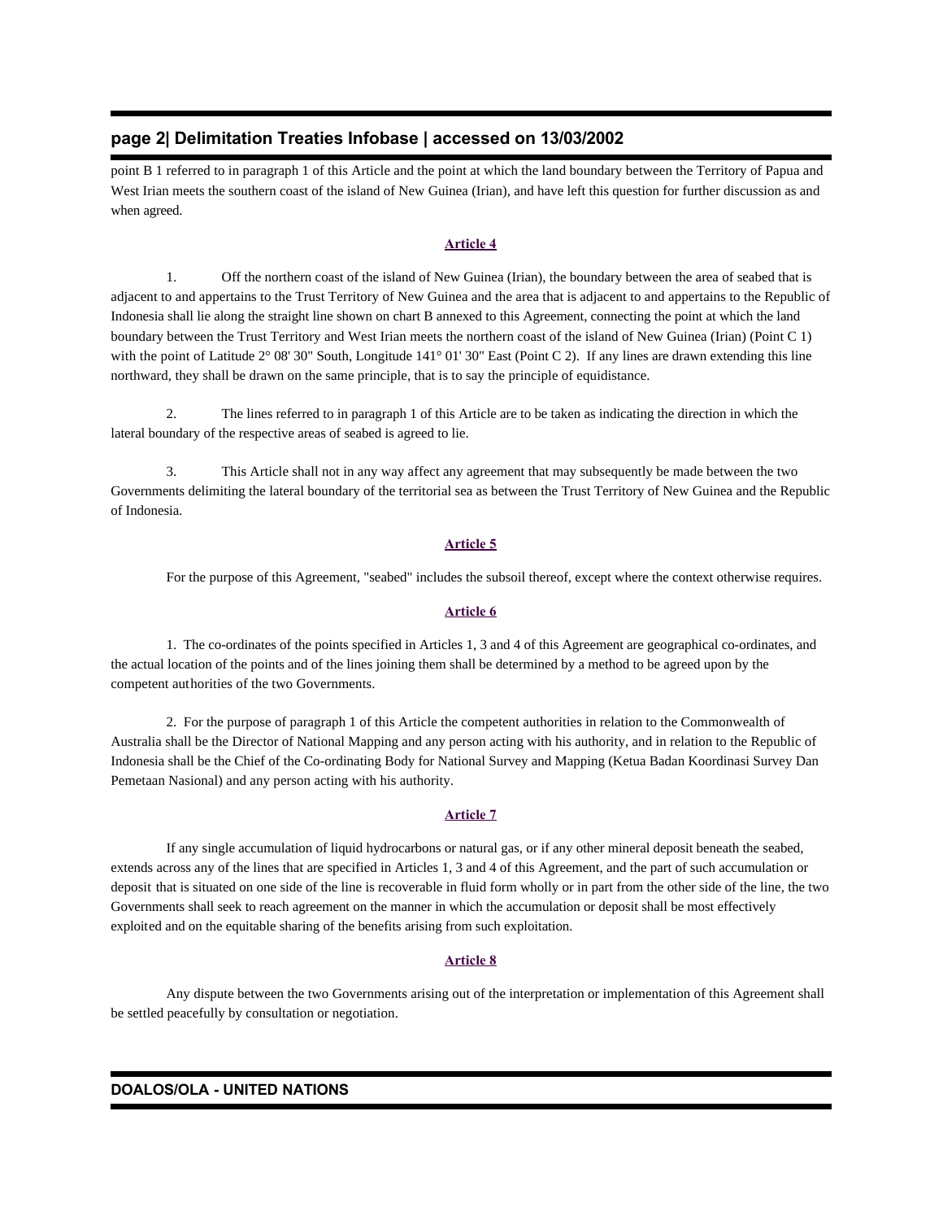point B 1 referred to in paragraph 1 of this Article and the point at which the land boundary between the Territory of Papua and West Irian meets the southern coast of the island of New Guinea (Irian), and have left this question for further discussion as and when agreed.

### Article 4

1. Off the northern coast of the island of New Guinea (Irian), the boundary between the area of seabed that is adjacent to and appertains to the Trust Territory of New Guinea and the area that is adjacent to and appertains to the Republic of Indonesia shall lie along the straight line shown on chart B annexed to this Agreement, connecting the point at which the land boundary between the Trust Territory and West Irian meets the northern coast of the island of New Guinea (Irian) (Point C 1) with the point of Latitude 2° 08' 30" South, Longitude 141° 01' 30" East (Point C 2). If any lines are drawn extending this line northward, they shall be drawn on the same principle, that is to say the principle of equidistance.

2. The lines referred to in paragraph 1 of this Article are to be taken as indicating the direction in which the lateral boundary of the respective areas of seabed is agreed to lie.

3. This Article shall not in any way affect any agreement that may subsequently be made between the two Governments delimiting the lateral boundary of the territorial sea as between the Trust Territory of New Guinea and the Republic of Indonesia.

### Article 5

For the purpose of this Agreement, "seabed" includes the subsoil thereof, except where the context otherwise requires.

### Article 6

1. The co-ordinates of the points specified in Articles 1, 3 and 4 of this Agreement are geographical co-ordinates, and the actual location of the points and of the lines joining them shall be determined by a method to be agreed upon by the competent authorities of the two Governments.

2. For the purpose of paragraph 1 of this Article the competent authorities in relation to the Commonwealth of Australia shall be the Director of National Mapping and any person acting with his authority, and in relation to the Republic of Indonesia shall be the Chief of the Co-ordinating Body for National Survey and Mapping (Ketua Badan Koordinasi Survey Dan Pemetaan Nasional) and any person acting with his authority.

### Article 7

If any single accumulation of liquid hydrocarbons or natural gas, or if any other mineral deposit beneath the seabed, extends across any of the lines that are specified in Articles 1, 3 and 4 of this Agreement, and the part of such accumulation or deposit that is situated on one side of the line is recoverable in fluid form wholly or in part from the other side of the line, the two Governments shall seek to reach agreement on the manner in which the accumulation or deposit shall be most effectively exploited and on the equitable sharing of the benefits arising from such exploitation.

### Article 8

Any dispute between the two Governments arising out of the interpretation or implementation of this Agreement shall be settled peacefully by consultation or negotiation.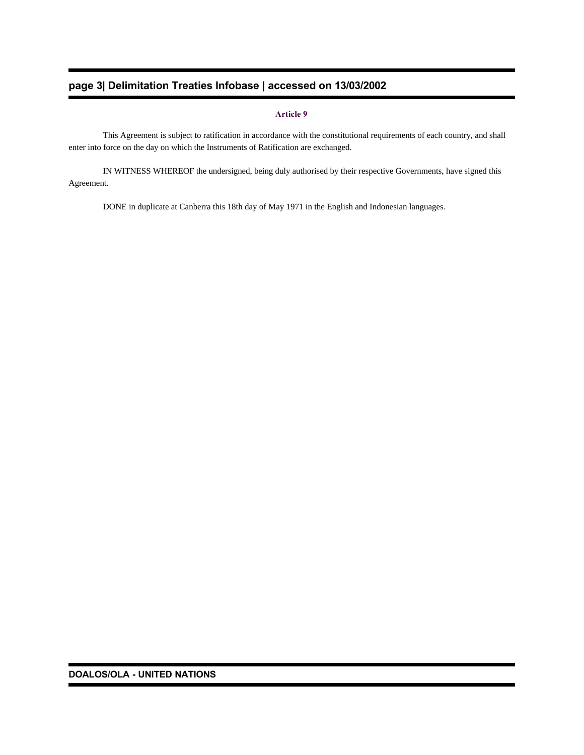**Article 9**

This Agreement is subject to ratification in accordance with the constitutional requirements of each country, and shall enter into force on the day on which the Instruments of Ratification are exchanged.

IN WITNESS WHEREOF the undersigned, being duly authorised by their respective Governments, have signed this Agreement.

DONE in duplicate at Canberra this 18th day of May 1971 in the English and Indonesian languages.